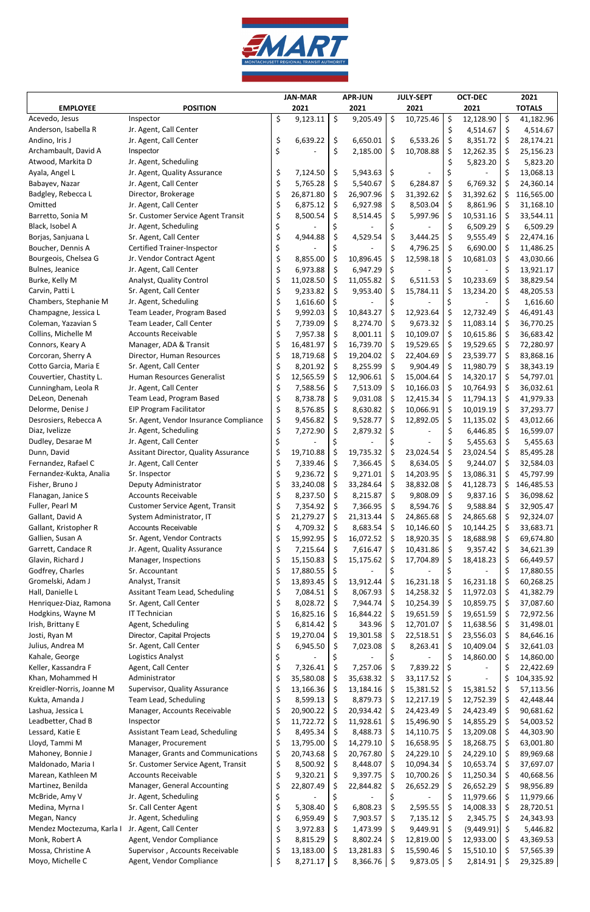MART
MONTACHUSETT REGIONAL TRANSIT AUTHORITY

| EMPLOYEE | POSITION | JAN-MAR 2021 | APR-JUN 2021 | JULY-SEPT 2021 | OCT-DEC 2021 | 2021 TOTALS |
|---|---|---|---|---|---|---|
| Acevedo, Jesus | Inspector | $ 9,123.11 | $ 9,205.49 | $ 10,725.46 | $ 12,128.90 | $ 41,182.96 |
| Anderson, Isabella R | Jr. Agent, Call Center | | | | $ 4,514.67 | $ 4,514.67 |
| Andino, Iris J | Jr. Agent, Call Center | $ 6,639.22 | $ 6,650.01 | $ 6,533.26 | $ 8,351.72 | $ 28,174.21 |
| Archambault, David A | Inspector | $ - | $ 2,185.00 | $ 10,708.88 | $ 12,262.35 | $ 25,156.23 |
| Atwood, Markita D | Jr. Agent, Scheduling | | | | $ 5,823.20 | $ 5,823.20 |
| Ayala, Angel L | Jr. Agent, Quality Assurance | $ 7,124.50 | $ 5,943.63 | $ - | $ - | $ 13,068.13 |
| Babayev, Nazar | Jr. Agent, Call Center | $ 5,765.28 | $ 5,540.67 | $ 6,284.87 | $ 6,769.32 | $ 24,360.14 |
| Badgley, Rebecca L | Director, Brokerage | $ 26,871.80 | $ 26,907.96 | $ 31,392.62 | $ 31,392.62 | $ 116,565.00 |
| Omitted | Jr. Agent, Call Center | $ 6,875.12 | $ 6,927.98 | $ 8,503.04 | $ 8,861.96 | $ 31,168.10 |
| Barretto, Sonia M | Sr. Customer Service Agent Transit | $ 8,500.54 | $ 8,514.45 | $ 5,997.96 | $ 10,531.16 | $ 33,544.11 |
| Black, Isobel A | Jr. Agent, Scheduling | $ - | $ - | $ - | $ 6,509.29 | $ 6,509.29 |
| Borjas, Sanjuana L | Sr. Agent, Call Center | $ 4,944.88 | $ 4,529.54 | $ 3,444.25 | $ 9,555.49 | $ 22,474.16 |
| Boucher, Dennis A | Certified Trainer-Inspector | $ - | $ - | $ 4,796.25 | $ 6,690.00 | $ 11,486.25 |
| Bourgeois, Chelsea G | Jr. Vendor Contract Agent | $ 8,855.00 | $ 10,896.45 | $ 12,598.18 | $ 10,681.03 | $ 43,030.66 |
| Bulnes, Jeanice | Jr. Agent, Call Center | $ 6,973.88 | $ 6,947.29 | $ - | $ - | $ 13,921.17 |
| Burke, Kelly M | Analyst, Quality Control | $ 11,028.50 | $ 11,055.82 | $ 6,511.53 | $ 10,233.69 | $ 38,829.54 |
| Carvin, Patti L | Sr. Agent, Call Center | $ 9,233.82 | $ 9,953.40 | $ 15,784.11 | $ 13,234.20 | $ 48,205.53 |
| Chambers, Stephanie M | Jr. Agent, Scheduling | $ 1,616.60 | $ - | $ - | $ - | $ 1,616.60 |
| Champagne, Jessica L | Team Leader, Program Based | $ 9,992.03 | $ 10,843.27 | $ 12,923.64 | $ 12,732.49 | $ 46,491.43 |
| Coleman, Yazavian S | Team Leader, Call Center | $ 7,739.09 | $ 8,274.70 | $ 9,673.32 | $ 11,083.14 | $ 36,770.25 |
| Collins, Michelle M | Accounts Receivable | $ 7,957.38 | $ 8,001.11 | $ 10,109.07 | $ 10,615.86 | $ 36,683.42 |
| Connors, Keary A | Manager, ADA & Transit | $ 16,481.97 | $ 16,739.70 | $ 19,529.65 | $ 19,529.65 | $ 72,280.97 |
| Corcoran, Sherry A | Director, Human Resources | $ 18,719.68 | $ 19,204.02 | $ 22,404.69 | $ 23,539.77 | $ 83,868.16 |
| Cotto Garcia, Maria E | Sr. Agent, Call Center | $ 8,201.92 | $ 8,255.99 | $ 9,904.49 | $ 11,980.79 | $ 38,343.19 |
| Couvertier, Chastity L | Human Resources Generalist | $ 12,565.59 | $ 12,906.61 | $ 15,004.64 | $ 14,320.17 | $ 54,797.01 |
| Cunningham, Leola R | Jr. Agent, Call Center | $ 7,588.56 | $ 7,513.09 | $ 10,166.03 | $ 10,764.93 | $ 36,032.61 |
| DeLeon, Denenah | Team Lead, Program Based | $ 8,738.78 | $ 9,031.08 | $ 12,415.34 | $ 11,794.13 | $ 41,979.33 |
| Delorme, Denise J | EIP Program Facilitator | $ 8,576.85 | $ 8,630.82 | $ 10,066.91 | $ 10,019.19 | $ 37,293.77 |
| Desrosiers, Rebecca A | Sr. Agent, Vendor Insurance Compliance | $ 9,456.82 | $ 9,528.77 | $ 12,892.05 | $ 11,135.02 | $ 43,012.66 |
| Diaz, Ivelizze | Jr. Agent, Scheduling | $ 7,272.90 | $ 2,879.32 | $ - | $ 6,446.85 | $ 16,599.07 |
| Dudley, Desarae M | Jr. Agent, Call Center | $ - | $ - | $ - | $ 5,455.63 | $ 5,455.63 |
| Dunn, David | Assitant Director, Quality Assurance | $ 19,710.88 | $ 19,735.32 | $ 23,024.54 | $ 23,024.54 | $ 85,495.28 |
| Fernandez, Rafael C | Jr. Agent, Call Center | $ 7,339.46 | $ 7,366.45 | $ 8,634.05 | $ 9,244.07 | $ 32,584.03 |
| Fernandez-Kukta, Analia | Sr. Inspector | $ 9,236.72 | $ 9,271.01 | $ 14,203.95 | $ 13,086.31 | $ 45,797.99 |
| Fisher, Bruno J | Deputy Administrator | $ 33,240.08 | $ 33,284.64 | $ 38,832.08 | $ 41,128.73 | $ 146,485.53 |
| Flanagan, Janice S | Accounts Receivable | $ 8,237.50 | $ 8,215.87 | $ 9,808.09 | $ 9,837.16 | $ 36,098.62 |
| Fuller, Pearl M | Customer Service Agent, Transit | $ 7,354.92 | $ 7,366.95 | $ 8,594.76 | $ 9,588.84 | $ 32,905.47 |
| Gallant, David A | System Administrator, IT | $ 21,279.27 | $ 21,313.44 | $ 24,865.68 | $ 24,865.68 | $ 92,324.07 |
| Gallant, Kristopher R | Accounts Receivable | $ 4,709.32 | $ 8,683.54 | $ 10,146.60 | $ 10,144.25 | $ 33,683.71 |
| Gallien, Susan A | Sr. Agent, Vendor Contracts | $ 15,992.95 | $ 16,072.52 | $ 18,920.35 | $ 18,688.98 | $ 69,674.80 |
| Garrett, Candace R | Jr. Agent, Quality Assurance | $ 7,215.64 | $ 7,616.47 | $ 10,431.86 | $ 9,357.42 | $ 34,621.39 |
| Glavin, Richard J | Manager, Inspections | $ 15,150.83 | $ 15,175.62 | $ 17,704.89 | $ 18,418.23 | $ 66,449.57 |
| Godfrey, Charles | Sr. Accountant | $ 17,880.55 | $ - | $ - | $ - | $ 17,880.55 |
| Gromelski, Adam J | Analyst, Transit | $ 13,893.45 | $ 13,912.44 | $ 16,231.18 | $ 16,231.18 | $ 60,268.25 |
| Hall, Danielle L | Assitant Team Lead, Scheduling | $ 7,084.51 | $ 8,067.93 | $ 14,258.32 | $ 11,972.03 | $ 41,382.79 |
| Henriquez-Diaz, Ramona | Sr. Agent, Call Center | $ 8,028.72 | $ 7,944.74 | $ 10,254.39 | $ 10,859.75 | $ 37,087.60 |
| Hodgkins, Wayne M | IT Technician | $ 16,825.16 | $ 16,844.22 | $ 19,651.59 | $ 19,651.59 | $ 72,972.56 |
| Irish, Brittany E | Agent, Scheduling | $ 6,814.42 | $ 343.96 | $ 12,701.07 | $ 11,638.56 | $ 31,498.01 |
| Josti, Ryan M | Director, Capital Projects | $ 19,270.04 | $ 19,301.58 | $ 22,518.51 | $ 23,556.03 | $ 84,646.16 |
| Julius, Andrea M | Sr. Agent, Call Center | $ 6,945.50 | $ 7,023.08 | $ 8,263.41 | $ 10,409.04 | $ 32,641.03 |
| Kahale, George | Logistics Analyst | $ - | $ - | $ - | $ 14,860.00 | $ 14,860.00 |
| Keller, Kassandra F | Agent, Call Center | $ 7,326.41 | $ 7,257.06 | $ 7,839.22 | $ - | $ 22,422.69 |
| Khan, Mohammed H | Administrator | $ 35,580.08 | $ 35,638.32 | $ 33,117.52 | $ - | $ 104,335.92 |
| Kreidler-Norris, Joanne M | Supervisor, Quality Assurance | $ 13,166.36 | $ 13,184.16 | $ 15,381.52 | $ 15,381.52 | $ 57,113.56 |
| Kukta, Amanda J | Team Lead, Scheduling | $ 8,599.13 | $ 8,879.73 | $ 12,217.19 | $ 12,752.39 | $ 42,448.44 |
| Lashua, Jessica L | Manager, Accounts Receivable | $ 20,900.22 | $ 20,934.42 | $ 24,423.49 | $ 24,423.49 | $ 90,681.62 |
| Leadbetter, Chad B | Inspector | $ 11,722.72 | $ 11,928.61 | $ 15,496.90 | $ 14,855.29 | $ 54,003.52 |
| Lessard, Katie E | Assistant Team Lead, Scheduling | $ 8,495.34 | $ 8,488.73 | $ 14,110.75 | $ 13,209.08 | $ 44,303.90 |
| Lloyd, Tammi M | Manager, Procurement | $ 13,795.00 | $ 14,279.10 | $ 16,658.95 | $ 18,268.75 | $ 63,001.80 |
| Mahoney, Bonnie J | Manager, Grants and Communications | $ 20,743.68 | $ 20,767.80 | $ 24,229.10 | $ 24,229.10 | $ 89,969.68 |
| Maldonado, Maria I | Sr. Customer Service Agent, Transit | $ 8,500.92 | $ 8,448.07 | $ 10,094.34 | $ 10,653.74 | $ 37,697.07 |
| Marean, Kathleen M | Accounts Receivable | $ 9,320.21 | $ 9,397.75 | $ 10,700.26 | $ 11,250.34 | $ 40,668.56 |
| Martinez, Benilda | Manager, General Accounting | $ 22,807.49 | $ 22,844.82 | $ 26,652.29 | $ 26,652.29 | $ 98,956.89 |
| McBride, Amy V | Jr. Agent, Scheduling | $ - | $ - | $ - | $ 11,979.66 | $ 11,979.66 |
| Medina, Myrna I | Sr. Call Center Agent | $ 5,308.40 | $ 6,808.23 | $ 2,595.55 | $ 14,008.33 | $ 28,720.51 |
| Megan, Nancy | Jr. Agent, Scheduling | $ 6,959.49 | $ 7,903.57 | $ 7,135.12 | $ 2,345.75 | $ 24,343.93 |
| Mendez Moctezuma, Karla I | Jr. Agent, Call Center | $ 3,972.83 | $ 1,473.99 | $ 9,449.91 | $ (9,449.91) | $ 5,446.82 |
| Monk, Robert A | Agent, Vendor Compliance | $ 8,815.29 | $ 8,802.24 | $ 12,819.00 | $ 12,933.00 | $ 43,369.53 |
| Mossa, Christine A | Supervisor , Accounts Receivable | $ 13,183.00 | $ 13,281.83 | $ 15,590.46 | $ 15,510.10 | $ 57,565.39 |
| Moyo, Michelle C | Agent, Vendor Compliance | $ 8,271.17 | $ 8,366.76 | $ 9,873.05 | $ 2,814.91 | $ 29,325.89 |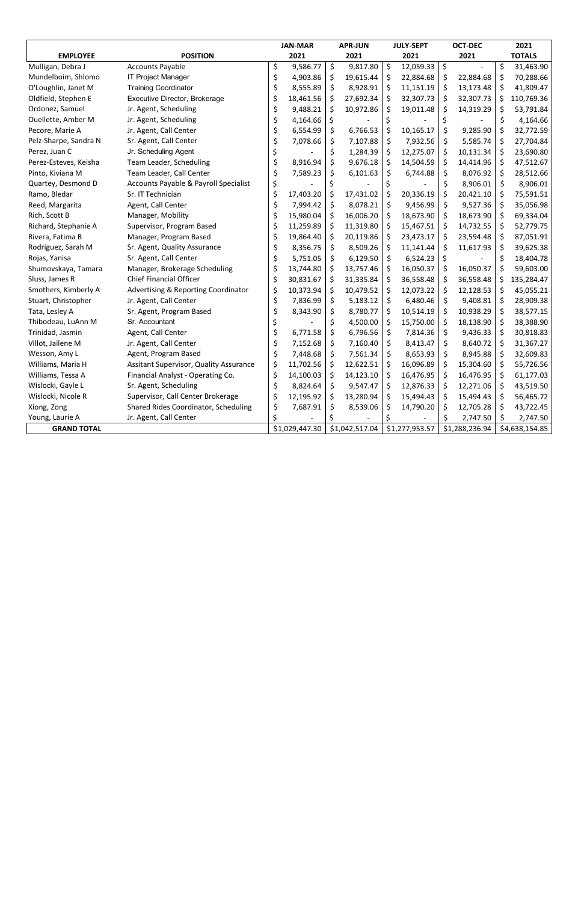| EMPLOYEE | POSITION | JAN-MAR 2021 | APR-JUN 2021 | JULY-SEPT 2021 | OCT-DEC 2021 | 2021 TOTALS |
|---|---|---|---|---|---|---|
| Mulligan, Debra J | Accounts Payable | $ 9,586.77 | $ 9,817.80 | $ 12,059.33 | $ - | $ 31,463.90 |
| Mundelboim, Shlomo | IT Project Manager | $ 4,903.86 | $ 19,615.44 | $ 22,884.68 | $ 22,884.68 | $ 70,288.66 |
| O'Loughlin, Janet M | Training Coordinator | $ 8,555.89 | $ 8,928.91 | $ 11,151.19 | $ 13,173.48 | $ 41,809.47 |
| Oldfield, Stephen E | Executive Director, Brokerage | $ 18,461.56 | $ 27,692.34 | $ 32,307.73 | $ 32,307.73 | $ 110,769.36 |
| Ordonez, Samuel | Jr. Agent, Scheduling | $ 9,488.21 | $ 10,972.86 | $ 19,011.48 | $ 14,319.29 | $ 53,791.84 |
| Ouellette, Amber M | Jr. Agent, Scheduling | $ 4,164.66 | $ - | $ - | $ - | $ 4,164.66 |
| Pecore, Marie A | Jr. Agent, Call Center | $ 6,554.99 | $ 6,766.53 | $ 10,165.17 | $ 9,285.90 | $ 32,772.59 |
| Pelz-Sharpe, Sandra N | Sr. Agent, Call Center | $ 7,078.66 | $ 7,107.88 | $ 7,932.56 | $ 5,585.74 | $ 27,704.84 |
| Perez, Juan C | Jr. Scheduling Agent | $ - | $ 1,284.39 | $ 12,275.07 | $ 10,131.34 | $ 23,690.80 |
| Perez-Esteves, Keisha | Team Leader, Scheduling | $ 8,916.94 | $ 9,676.18 | $ 14,504.59 | $ 14,414.96 | $ 47,512.67 |
| Pinto, Kiviana M | Team Leader, Call Center | $ 7,589.23 | $ 6,101.63 | $ 6,744.88 | $ 8,076.92 | $ 28,512.66 |
| Quartey, Desmond D | Accounts Payable & Payroll Specialist | $ - | $ - | $ - | $ 8,906.01 | $ 8,906.01 |
| Ramo, Bledar | Sr. IT Technician | $ 17,403.20 | $ 17,431.02 | $ 20,336.19 | $ 20,421.10 | $ 75,591.51 |
| Reed, Margarita | Agent, Call Center | $ 7,994.42 | $ 8,078.21 | $ 9,456.99 | $ 9,527.36 | $ 35,056.98 |
| Rich, Scott B | Manager, Mobility | $ 15,980.04 | $ 16,006.20 | $ 18,673.90 | $ 18,673.90 | $ 69,334.04 |
| Richard, Stephanie A | Supervisor, Program Based | $ 11,259.89 | $ 11,319.80 | $ 15,467.51 | $ 14,732.55 | $ 52,779.75 |
| Rivera, Fatima B | Manager, Program Based | $ 19,864.40 | $ 20,119.86 | $ 23,473.17 | $ 23,594.48 | $ 87,051.91 |
| Rodriguez, Sarah M | Sr. Agent, Quality Assurance | $ 8,356.75 | $ 8,509.26 | $ 11,141.44 | $ 11,617.93 | $ 39,625.38 |
| Rojas, Yanisa | Sr. Agent, Call Center | $ 5,751.05 | $ 6,129.50 | $ 6,524.23 | $ - | $ 18,404.78 |
| Shumovskaya, Tamara | Manager, Brokerage Scheduling | $ 13,744.80 | $ 13,757.46 | $ 16,050.37 | $ 16,050.37 | $ 59,603.00 |
| Sluss, James R | Chief Financial Officer | $ 30,831.67 | $ 31,335.84 | $ 36,558.48 | $ 36,558.48 | $ 135,284.47 |
| Smothers, Kimberly A | Advertising & Reporting Coordinator | $ 10,373.94 | $ 10,479.52 | $ 12,073.22 | $ 12,128.53 | $ 45,055.21 |
| Stuart, Christopher | Jr. Agent, Call Center | $ 7,836.99 | $ 5,183.12 | $ 6,480.46 | $ 9,408.81 | $ 28,909.38 |
| Tata, Lesley A | Sr. Agent, Program Based | $ 8,343.90 | $ 8,780.77 | $ 10,514.19 | $ 10,938.29 | $ 38,577.15 |
| Thibodeau, LuAnn M | Sr. Accountant | $ - | $ 4,500.00 | $ 15,750.00 | $ 18,138.90 | $ 38,388.90 |
| Trinidad, Jasmin | Agent, Call Center | $ 6,771.58 | $ 6,796.56 | $ 7,814.36 | $ 9,436.33 | $ 30,818.83 |
| Villot, Jailene M | Jr. Agent, Call Center | $ 7,152.68 | $ 7,160.40 | $ 8,413.47 | $ 8,640.72 | $ 31,367.27 |
| Wesson, Amy L | Agent, Program Based | $ 7,448.68 | $ 7,561.34 | $ 8,653.93 | $ 8,945.88 | $ 32,609.83 |
| Williams, Maria H | Assitant Supervisor, Quality Assurance | $ 11,702.56 | $ 12,622.51 | $ 16,096.89 | $ 15,304.60 | $ 55,726.56 |
| Williams, Tessa A | Financial Analyst - Operating Co. | $ 14,100.03 | $ 14,123.10 | $ 16,476.95 | $ 16,476.95 | $ 61,177.03 |
| Wislocki, Gayle L | Sr. Agent, Scheduling | $ 8,824.64 | $ 9,547.47 | $ 12,876.33 | $ 12,271.06 | $ 43,519.50 |
| Wislocki, Nicole R | Supervisor, Call Center Brokerage | $ 12,195.92 | $ 13,280.94 | $ 15,494.43 | $ 15,494.43 | $ 56,465.72 |
| Xiong, Zong | Shared Rides Coordinator, Scheduling | $ 7,687.91 | $ 8,539.06 | $ 14,790.20 | $ 12,705.28 | $ 43,722.45 |
| Young, Laurie A | Jr. Agent, Call Center | $ - | $ - | $ - | $ 2,747.50 | $ 2,747.50 |
| **GRAND TOTAL** | | $1,029,447.30 | $1,042,517.04 | $1,277,953.57 | $1,288,236.94 | $4,638,154.85 |